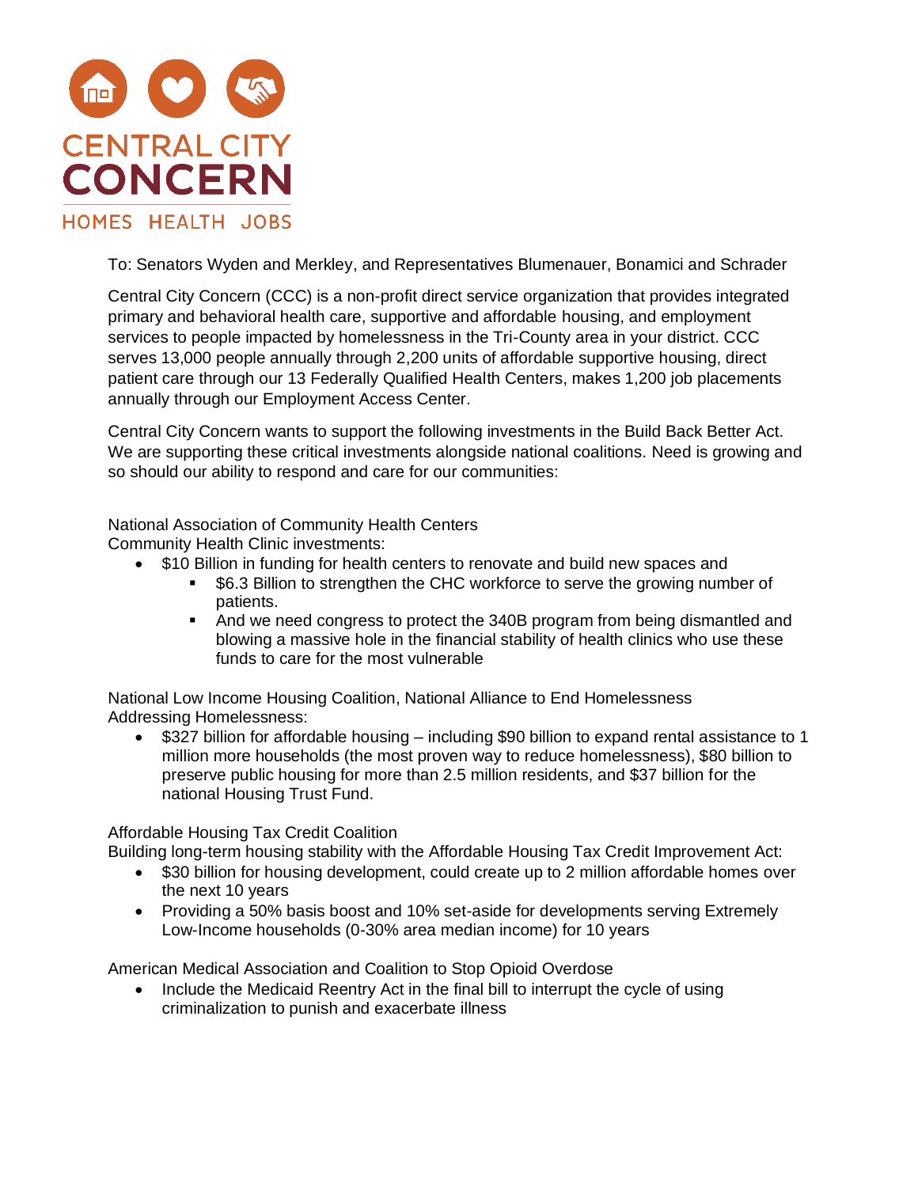# CENTRAL CITY CONCERN

HOMES HEALTH JOBS

To: Senators Wyden and Merkley, and Representatives Blumenauer, Bonamici and Schrader

Central City Concern (CCC) is a non-profit direct service organization that provides integrated primary and behavioral health care, supportive and affordable housing, and employment services to people impacted by homelessness in the Tri-County area in your district. CCC serves 13,000 people annually through 2,200 units of affordable supportive housing, direct patient care through our 13 Federally Qualified Health Centers, makes 1,200 job placements annually through our Employment Access Center.

Central City Concern wants to support the following investments in the Build Back Better Act. We are supporting these critical investments alongside national coalitions. Need is growing and so should our ability to respond and care for our communities:

National Association of Community Health Centers
Community Health Clinic investments:

- $10 Billion in funding for health centers to renovate and build new spaces and
  - $6.3 Billion to strengthen the CHC workforce to serve the growing number of patients.
  - And we need congress to protect the 340B program from being dismantled and blowing a massive hole in the financial stability of health clinics who use these funds to care for the most vulnerable

National Low Income Housing Coalition, National Alliance to End Homelessness
Addressing Homelessness:

- $327 billion for affordable housing – including $90 billion to expand rental assistance to 1 million more households (the most proven way to reduce homelessness), $80 billion to preserve public housing for more than 2.5 million residents, and $37 billion for the national Housing Trust Fund.

Affordable Housing Tax Credit Coalition
Building long-term housing stability with the Affordable Housing Tax Credit Improvement Act:

- $30 billion for housing development, could create up to 2 million affordable homes over the next 10 years
- Providing a 50% basis boost and 10% set-aside for developments serving Extremely Low-Income households (0-30% area median income) for 10 years

American Medical Association and Coalition to Stop Opioid Overdose

- Include the Medicaid Reentry Act in the final bill to interrupt the cycle of using criminalization to punish and exacerbate illness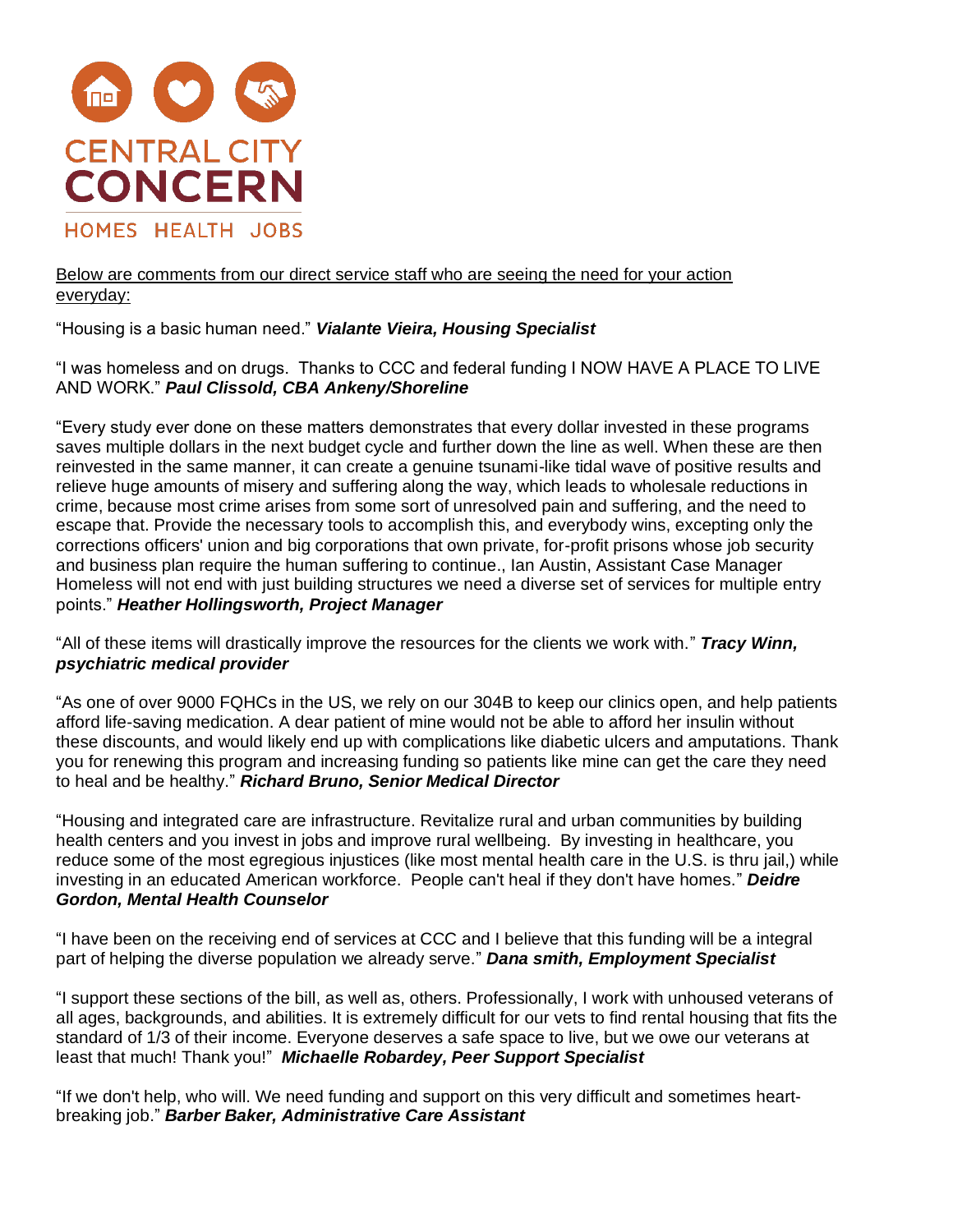CENTRAL CITY CONCERN

HOMES HEALTH JOBS

<u>Below are comments from our direct service staff who are seeing the need for your action everyday:</u>

"Housing is a basic human need." ***Vialante Vieira, Housing Specialist***

"I was homeless and on drugs. Thanks to CCC and federal funding I NOW HAVE A PLACE TO LIVE AND WORK." ***Paul Clissold, CBA Ankeny/Shoreline***

"Every study ever done on these matters demonstrates that every dollar invested in these programs saves multiple dollars in the next budget cycle and further down the line as well. When these are then reinvested in the same manner, it can create a genuine tsunami-like tidal wave of positive results and relieve huge amounts of misery and suffering along the way, which leads to wholesale reductions in crime, because most crime arises from some sort of unresolved pain and suffering, and the need to escape that. Provide the necessary tools to accomplish this, and everybody wins, excepting only the corrections officers' union and big corporations that own private, for-profit prisons whose job security and business plan require the human suffering to continue., Ian Austin, Assistant Case Manager Homeless will not end with just building structures we need a diverse set of services for multiple entry points." ***Heather Hollingsworth, Project Manager***

"All of these items will drastically improve the resources for the clients we work with." ***Tracy Winn, psychiatric medical provider***

"As one of over 9000 FQHCs in the US, we rely on our 304B to keep our clinics open, and help patients afford life-saving medication. A dear patient of mine would not be able to afford her insulin without these discounts, and would likely end up with complications like diabetic ulcers and amputations. Thank you for renewing this program and increasing funding so patients like mine can get the care they need to heal and be healthy." ***Richard Bruno, Senior Medical Director***

"Housing and integrated care are infrastructure. Revitalize rural and urban communities by building health centers and you invest in jobs and improve rural wellbeing. By investing in healthcare, you reduce some of the most egregious injustices (like most mental health care in the U.S. is thru jail,) while investing in an educated American workforce. People can't heal if they don't have homes." ***Deidre Gordon, Mental Health Counselor***

"I have been on the receiving end of services at CCC and I believe that this funding will be a integral part of helping the diverse population we already serve." ***Dana smith, Employment Specialist***

"I support these sections of the bill, as well as, others. Professionally, I work with unhoused veterans of all ages, backgrounds, and abilities. It is extremely difficult for our vets to find rental housing that fits the standard of 1/3 of their income. Everyone deserves a safe space to live, but we owe our veterans at least that much! Thank you!" ***Michaelle Robardey, Peer Support Specialist***

"If we don't help, who will. We need funding and support on this very difficult and sometimes heart-breaking job." ***Barber Baker, Administrative Care Assistant***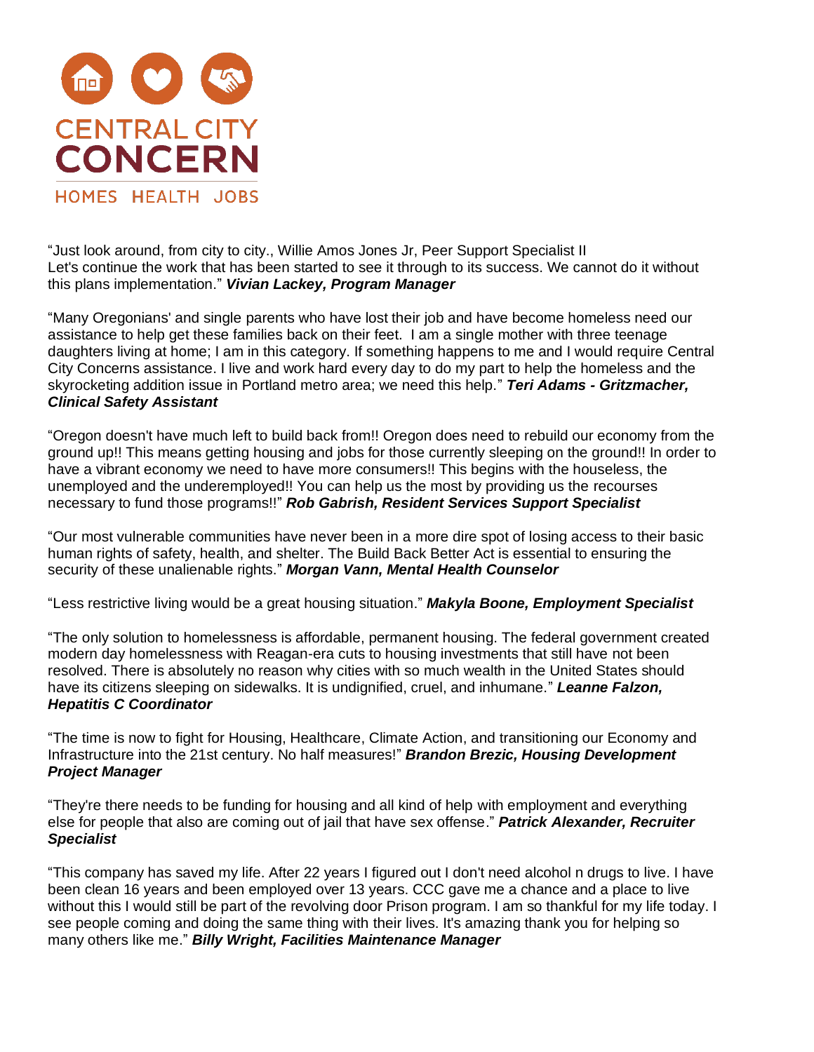CENTRAL CITY CONCERN

HOMES HEALTH JOBS

"Just look around, from city to city., Willie Amos Jones Jr, Peer Support Specialist II
Let's continue the work that has been started to see it through to its success. We cannot do it without this plans implementation." ***Vivian Lackey, Program Manager***

"Many Oregonians' and single parents who have lost their job and have become homeless need our assistance to help get these families back on their feet. I am a single mother with three teenage daughters living at home; I am in this category. If something happens to me and I would require Central City Concerns assistance. I live and work hard every day to do my part to help the homeless and the skyrocketing addition issue in Portland metro area; we need this help." ***Teri Adams - Gritzmacher, Clinical Safety Assistant***

"Oregon doesn't have much left to build back from!! Oregon does need to rebuild our economy from the ground up!! This means getting housing and jobs for those currently sleeping on the ground!! In order to have a vibrant economy we need to have more consumers!! This begins with the houseless, the unemployed and the underemployed!! You can help us the most by providing us the recourses necessary to fund those programs!!" ***Rob Gabrish, Resident Services Support Specialist***

"Our most vulnerable communities have never been in a more dire spot of losing access to their basic human rights of safety, health, and shelter. The Build Back Better Act is essential to ensuring the security of these unalienable rights." ***Morgan Vann, Mental Health Counselor***

"Less restrictive living would be a great housing situation." ***Makyla Boone, Employment Specialist***

"The only solution to homelessness is affordable, permanent housing. The federal government created modern day homelessness with Reagan-era cuts to housing investments that still have not been resolved. There is absolutely no reason why cities with so much wealth in the United States should have its citizens sleeping on sidewalks. It is undignified, cruel, and inhumane." ***Leanne Falzon, Hepatitis C Coordinator***

"The time is now to fight for Housing, Healthcare, Climate Action, and transitioning our Economy and Infrastructure into the 21st century. No half measures!" ***Brandon Brezic, Housing Development Project Manager***

"They're there needs to be funding for housing and all kind of help with employment and everything else for people that also are coming out of jail that have sex offense." ***Patrick Alexander, Recruiter Specialist***

"This company has saved my life. After 22 years I figured out I don't need alcohol n drugs to live. I have been clean 16 years and been employed over 13 years. CCC gave me a chance and a place to live without this I would still be part of the revolving door Prison program. I am so thankful for my life today. I see people coming and doing the same thing with their lives. It's amazing thank you for helping so many others like me." ***Billy Wright, Facilities Maintenance Manager***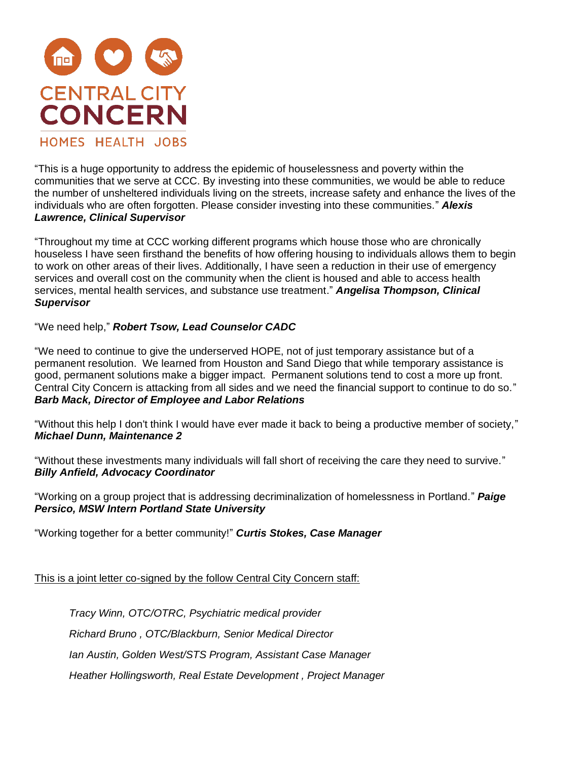CENTRAL CITY CONCERN

HOMES HEALTH JOBS

"This is a huge opportunity to address the epidemic of houselessness and poverty within the communities that we serve at CCC. By investing into these communities, we would be able to reduce the number of unsheltered individuals living on the streets, increase safety and enhance the lives of the individuals who are often forgotten. Please consider investing into these communities." ***Alexis Lawrence, Clinical Supervisor***

"Throughout my time at CCC working different programs which house those who are chronically houseless I have seen firsthand the benefits of how offering housing to individuals allows them to begin to work on other areas of their lives. Additionally, I have seen a reduction in their use of emergency services and overall cost on the community when the client is housed and able to access health services, mental health services, and substance use treatment." ***Angelisa Thompson, Clinical Supervisor***

"We need help," ***Robert Tsow, Lead Counselor CADC***

"We need to continue to give the underserved HOPE, not of just temporary assistance but of a permanent resolution. We learned from Houston and Sand Diego that while temporary assistance is good, permanent solutions make a bigger impact. Permanent solutions tend to cost a more up front. Central City Concern is attacking from all sides and we need the financial support to continue to do so." ***Barb Mack, Director of Employee and Labor Relations***

"Without this help I don't think I would have ever made it back to being a productive member of society," ***Michael Dunn, Maintenance 2***

"Without these investments many individuals will fall short of receiving the care they need to survive." ***Billy Anfield, Advocacy Coordinator***

"Working on a group project that is addressing decriminalization of homelessness in Portland." ***Paige Persico, MSW Intern Portland State University***

"Working together for a better community!" ***Curtis Stokes, Case Manager***

<u>This is a joint letter co-signed by the follow Central City Concern staff:</u>

*Tracy Winn, OTC/OTRC, Psychiatric medical provider*

*Richard Bruno , OTC/Blackburn, Senior Medical Director*

*Ian Austin, Golden West/STS Program, Assistant Case Manager*

*Heather Hollingsworth, Real Estate Development , Project Manager*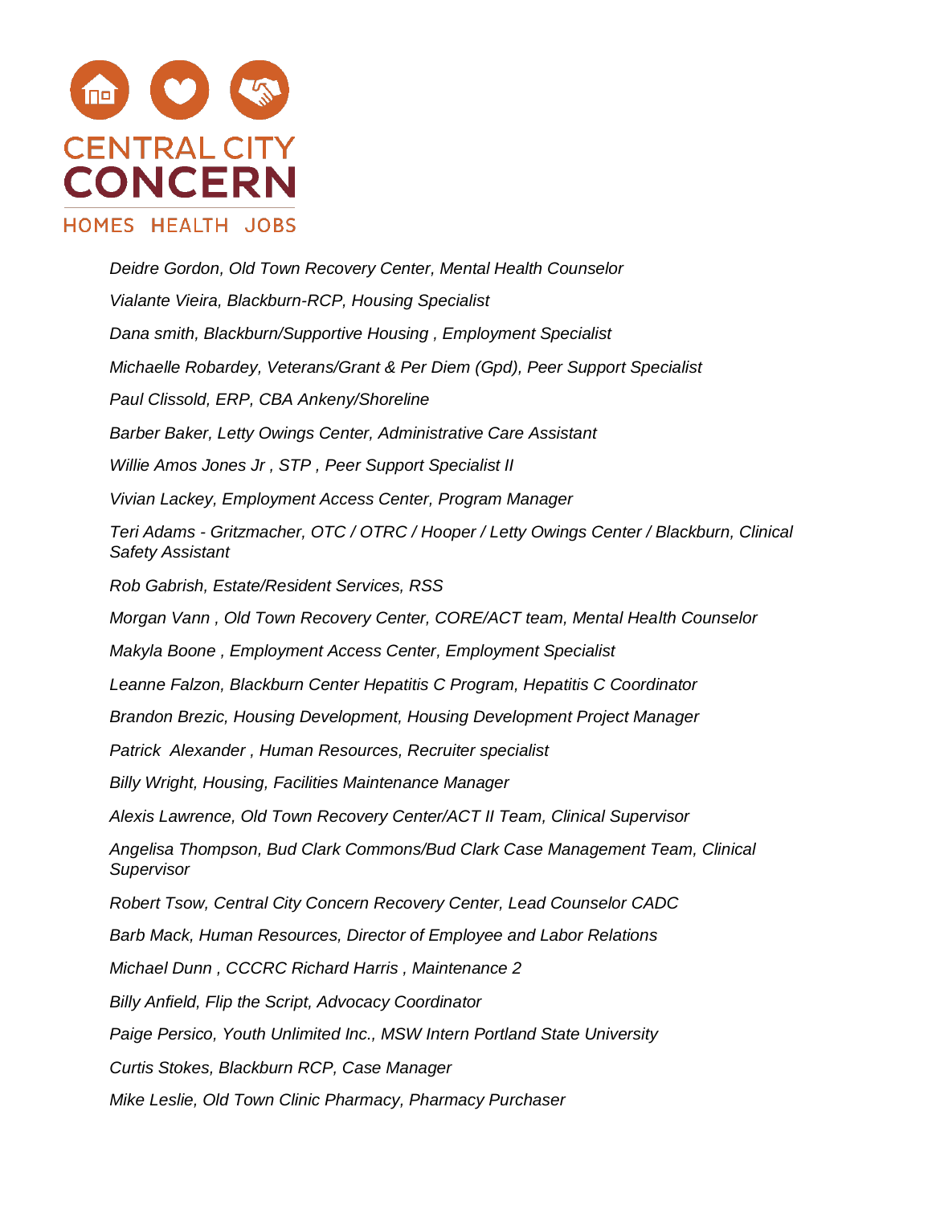CENTRAL CITY CONCERN

HOMES HEALTH JOBS

*Deidre Gordon, Old Town Recovery Center, Mental Health Counselor*

*Vialante Vieira, Blackburn-RCP, Housing Specialist*

*Dana smith, Blackburn/Supportive Housing , Employment Specialist*

*Michaelle Robardey, Veterans/Grant & Per Diem (Gpd), Peer Support Specialist*

*Paul Clissold, ERP, CBA Ankeny/Shoreline*

*Barber Baker, Letty Owings Center, Administrative Care Assistant*

*Willie Amos Jones Jr , STP , Peer Support Specialist II*

*Vivian Lackey, Employment Access Center, Program Manager*

*Teri Adams - Gritzmacher, OTC / OTRC / Hooper / Letty Owings Center / Blackburn, Clinical Safety Assistant*

*Rob Gabrish, Estate/Resident Services, RSS*

*Morgan Vann , Old Town Recovery Center, CORE/ACT team, Mental Health Counselor*

*Makyla Boone , Employment Access Center, Employment Specialist*

*Leanne Falzon, Blackburn Center Hepatitis C Program, Hepatitis C Coordinator*

*Brandon Brezic, Housing Development, Housing Development Project Manager*

*Patrick Alexander , Human Resources, Recruiter specialist*

*Billy Wright, Housing, Facilities Maintenance Manager*

*Alexis Lawrence, Old Town Recovery Center/ACT II Team, Clinical Supervisor*

*Angelisa Thompson, Bud Clark Commons/Bud Clark Case Management Team, Clinical Supervisor*

*Robert Tsow, Central City Concern Recovery Center, Lead Counselor CADC*

*Barb Mack, Human Resources, Director of Employee and Labor Relations*

*Michael Dunn , CCCRC Richard Harris , Maintenance 2*

*Billy Anfield, Flip the Script, Advocacy Coordinator*

*Paige Persico, Youth Unlimited Inc., MSW Intern Portland State University*

*Curtis Stokes, Blackburn RCP, Case Manager*

*Mike Leslie, Old Town Clinic Pharmacy, Pharmacy Purchaser*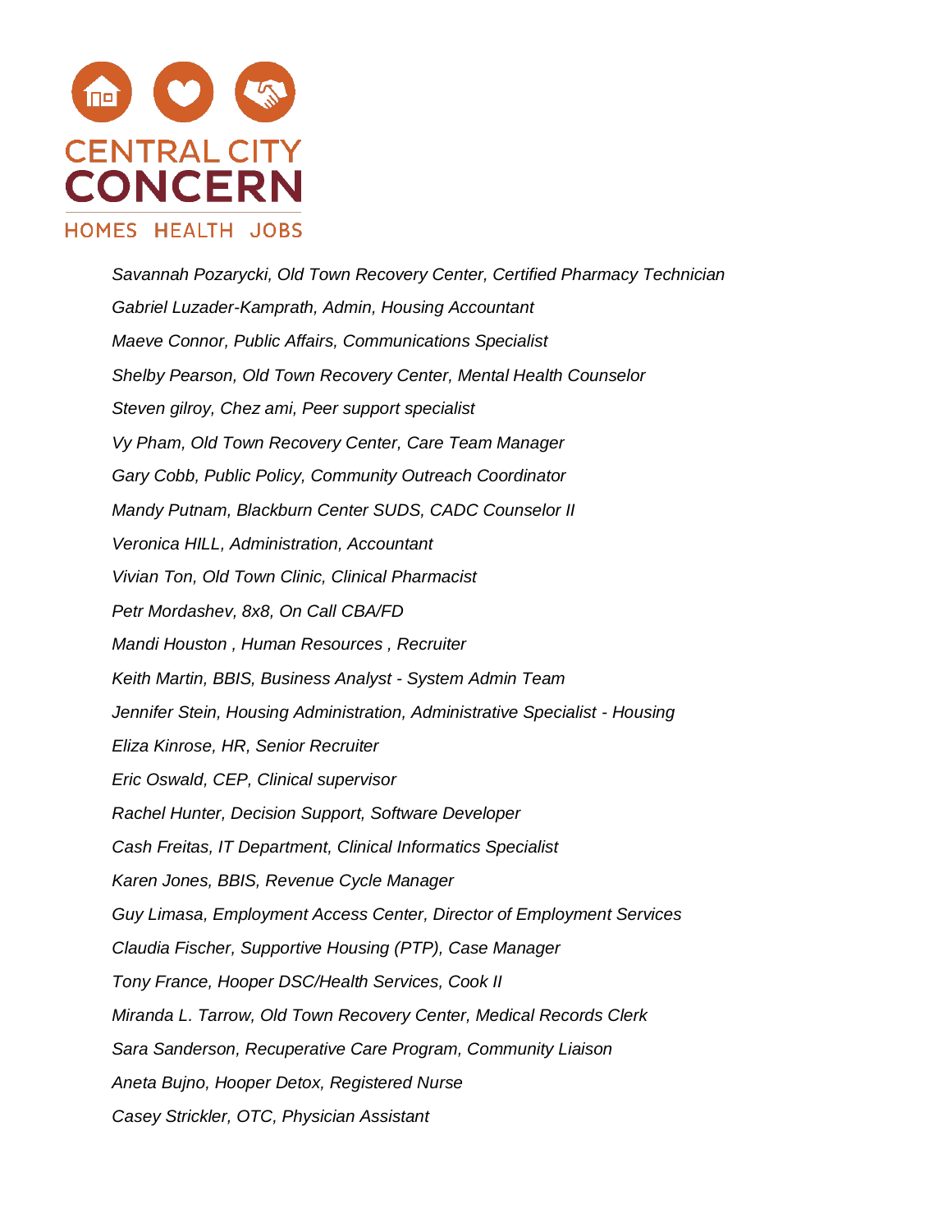CENTRAL CITY CONCERN

HOMES HEALTH JOBS

*Savannah Pozarycki, Old Town Recovery Center, Certified Pharmacy Technician*

*Gabriel Luzader-Kamprath, Admin, Housing Accountant*

*Maeve Connor, Public Affairs, Communications Specialist*

*Shelby Pearson, Old Town Recovery Center, Mental Health Counselor*

*Steven gilroy, Chez ami, Peer support specialist*

*Vy Pham, Old Town Recovery Center, Care Team Manager*

*Gary Cobb, Public Policy, Community Outreach Coordinator*

*Mandy Putnam, Blackburn Center SUDS, CADC Counselor II*

*Veronica HILL, Administration, Accountant*

*Vivian Ton, Old Town Clinic, Clinical Pharmacist*

*Petr Mordashev, 8x8, On Call CBA/FD*

*Mandi Houston , Human Resources , Recruiter*

*Keith Martin, BBIS, Business Analyst - System Admin Team*

*Jennifer Stein, Housing Administration, Administrative Specialist - Housing*

*Eliza Kinrose, HR, Senior Recruiter*

*Eric Oswald, CEP, Clinical supervisor*

*Rachel Hunter, Decision Support, Software Developer*

*Cash Freitas, IT Department, Clinical Informatics Specialist*

*Karen Jones, BBIS, Revenue Cycle Manager*

*Guy Limasa, Employment Access Center, Director of Employment Services*

*Claudia Fischer, Supportive Housing (PTP), Case Manager*

*Tony France, Hooper DSC/Health Services, Cook II*

*Miranda L. Tarrow, Old Town Recovery Center, Medical Records Clerk*

*Sara Sanderson, Recuperative Care Program, Community Liaison*

*Aneta Bujno, Hooper Detox, Registered Nurse*

*Casey Strickler, OTC, Physician Assistant*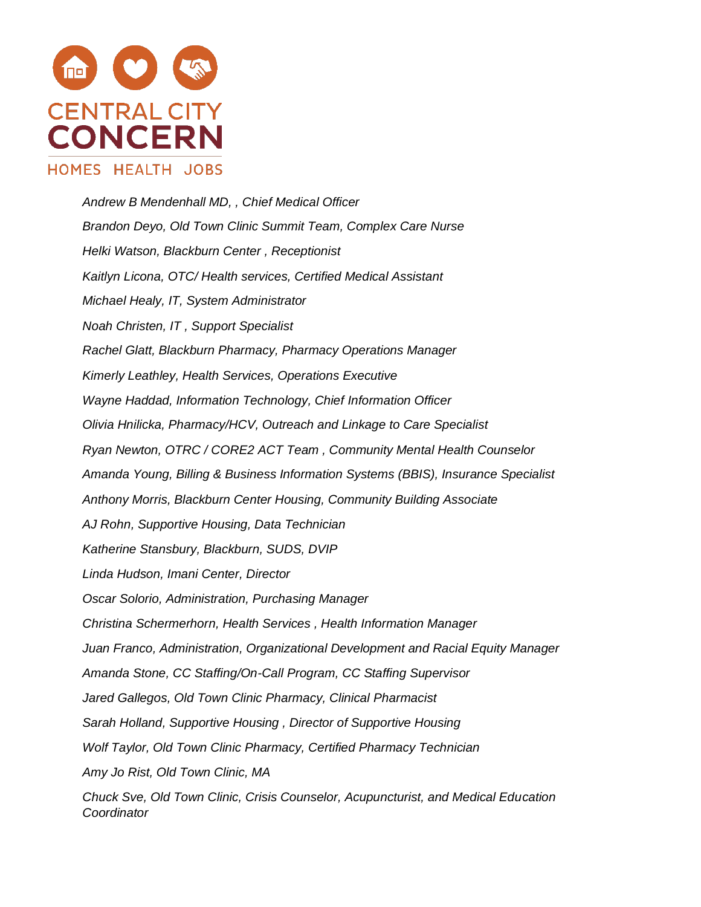CENTRAL CITY CONCERN

HOMES HEALTH JOBS

*Andrew B Mendenhall MD, , Chief Medical Officer*

*Brandon Deyo, Old Town Clinic Summit Team, Complex Care Nurse*

*Helki Watson, Blackburn Center , Receptionist*

*Kaitlyn Licona, OTC/ Health services, Certified Medical Assistant*

*Michael Healy, IT, System Administrator*

*Noah Christen, IT , Support Specialist*

*Rachel Glatt, Blackburn Pharmacy, Pharmacy Operations Manager*

*Kimerly Leathley, Health Services, Operations Executive*

*Wayne Haddad, Information Technology, Chief Information Officer*

*Olivia Hnilicka, Pharmacy/HCV, Outreach and Linkage to Care Specialist*

*Ryan Newton, OTRC / CORE2 ACT Team , Community Mental Health Counselor*

*Amanda Young, Billing & Business Information Systems (BBIS), Insurance Specialist*

*Anthony Morris, Blackburn Center Housing, Community Building Associate*

*AJ Rohn, Supportive Housing, Data Technician*

*Katherine Stansbury, Blackburn, SUDS, DVIP*

*Linda Hudson, Imani Center, Director*

*Oscar Solorio, Administration, Purchasing Manager*

*Christina Schermerhorn, Health Services , Health Information Manager*

*Juan Franco, Administration, Organizational Development and Racial Equity Manager*

*Amanda Stone, CC Staffing/On-Call Program, CC Staffing Supervisor*

*Jared Gallegos, Old Town Clinic Pharmacy, Clinical Pharmacist*

*Sarah Holland, Supportive Housing , Director of Supportive Housing*

*Wolf Taylor, Old Town Clinic Pharmacy, Certified Pharmacy Technician*

*Amy Jo Rist, Old Town Clinic, MA*

*Chuck Sve, Old Town Clinic, Crisis Counselor, Acupuncturist, and Medical Education Coordinator*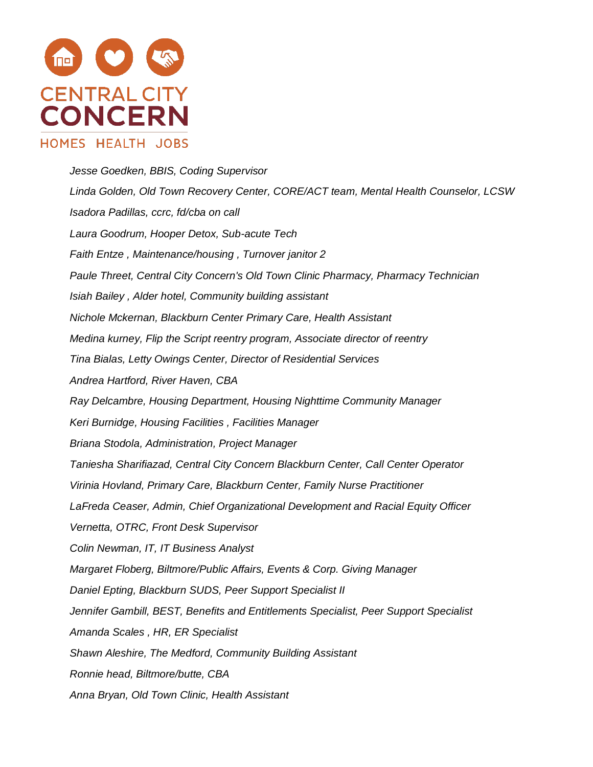CENTRAL CITY CONCERN

HOMES HEALTH JOBS

*Jesse Goedken, BBIS, Coding Supervisor*

*Linda Golden, Old Town Recovery Center, CORE/ACT team, Mental Health Counselor, LCSW*

*Isadora Padillas, ccrc, fd/cba on call*

*Laura Goodrum, Hooper Detox, Sub-acute Tech*

*Faith Entze , Maintenance/housing , Turnover janitor 2*

*Paule Threet, Central City Concern's Old Town Clinic Pharmacy, Pharmacy Technician*

*Isiah Bailey , Alder hotel, Community building assistant*

*Nichole Mckernan, Blackburn Center Primary Care, Health Assistant*

*Medina kurney, Flip the Script reentry program, Associate director of reentry*

*Tina Bialas, Letty Owings Center, Director of Residential Services*

*Andrea Hartford, River Haven, CBA*

*Ray Delcambre, Housing Department, Housing Nighttime Community Manager*

*Keri Burnidge, Housing Facilities , Facilities Manager*

*Briana Stodola, Administration, Project Manager*

*Taniesha Sharifiazad, Central City Concern Blackburn Center, Call Center Operator*

*Virinia Hovland, Primary Care, Blackburn Center, Family Nurse Practitioner*

*LaFreda Ceaser, Admin, Chief Organizational Development and Racial Equity Officer*

*Vernetta, OTRC, Front Desk Supervisor*

*Colin Newman, IT, IT Business Analyst*

*Margaret Floberg, Biltmore/Public Affairs, Events & Corp. Giving Manager*

*Daniel Epting, Blackburn SUDS, Peer Support Specialist II*

*Jennifer Gambill, BEST, Benefits and Entitlements Specialist, Peer Support Specialist*

*Amanda Scales , HR, ER Specialist*

*Shawn Aleshire, The Medford, Community Building Assistant*

*Ronnie head, Biltmore/butte, CBA*

*Anna Bryan, Old Town Clinic, Health Assistant*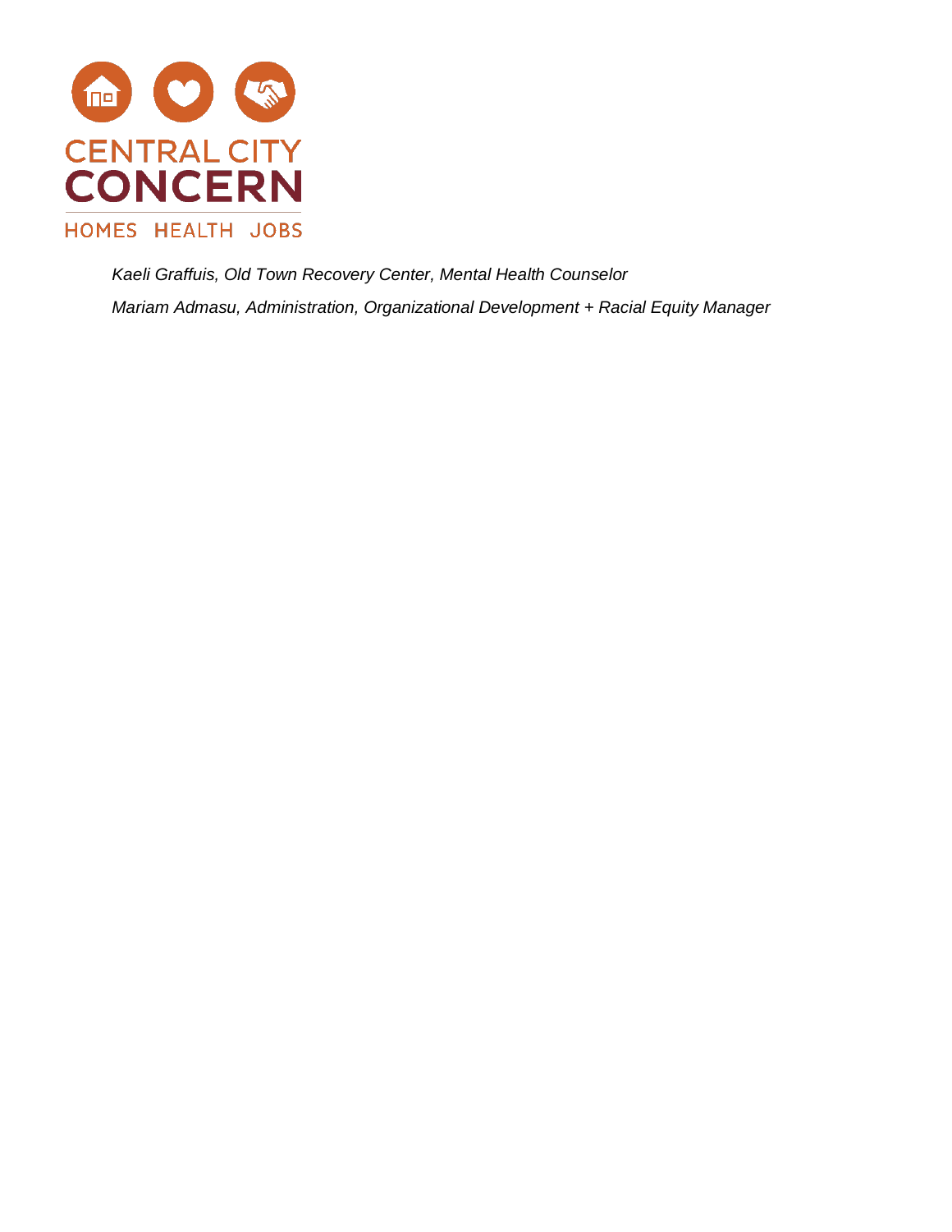CENTRAL CITY CONCERN

HOMES HEALTH JOBS

*Kaeli Graffuis, Old Town Recovery Center, Mental Health Counselor*

*Mariam Admasu, Administration, Organizational Development + Racial Equity Manager*